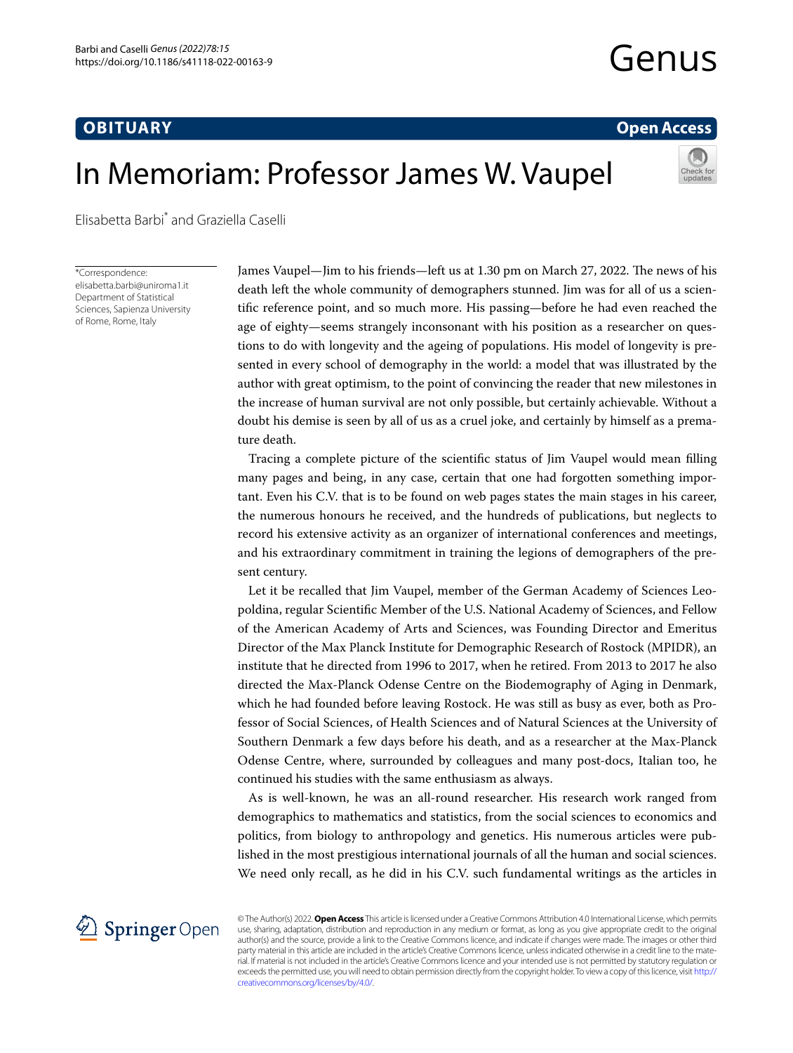OBITUARY

Open Access

# In Memoriam: Professor James W. Vaupel

Elisabetta Barbi* and Graziella Caselli

*Correspondence: elisabetta.barbi@uniroma1.it
Department of Statistical Sciences, Sapienza University of Rome, Rome, Italy

James Vaupel—Jim to his friends—left us at 1.30 pm on March 27, 2022. The news of his death left the whole community of demographers stunned. Jim was for all of us a scientific reference point, and so much more. His passing—before he had even reached the age of eighty—seems strangely inconsonant with his position as a researcher on questions to do with longevity and the ageing of populations. His model of longevity is presented in every school of demography in the world: a model that was illustrated by the author with great optimism, to the point of convincing the reader that new milestones in the increase of human survival are not only possible, but certainly achievable. Without a doubt his demise is seen by all of us as a cruel joke, and certainly by himself as a premature death.

Tracing a complete picture of the scientific status of Jim Vaupel would mean filling many pages and being, in any case, certain that one had forgotten something important. Even his C.V. that is to be found on web pages states the main stages in his career, the numerous honours he received, and the hundreds of publications, but neglects to record his extensive activity as an organizer of international conferences and meetings, and his extraordinary commitment in training the legions of demographers of the present century.

Let it be recalled that Jim Vaupel, member of the German Academy of Sciences Leopoldina, regular Scientific Member of the U.S. National Academy of Sciences, and Fellow of the American Academy of Arts and Sciences, was Founding Director and Emeritus Director of the Max Planck Institute for Demographic Research of Rostock (MPIDR), an institute that he directed from 1996 to 2017, when he retired. From 2013 to 2017 he also directed the Max-Planck Odense Centre on the Biodemography of Aging in Denmark, which he had founded before leaving Rostock. He was still as busy as ever, both as Professor of Social Sciences, of Health Sciences and of Natural Sciences at the University of Southern Denmark a few days before his death, and as a researcher at the Max-Planck Odense Centre, where, surrounded by colleagues and many post-docs, Italian too, he continued his studies with the same enthusiasm as always.

As is well-known, he was an all-round researcher. His research work ranged from demographics to mathematics and statistics, from the social sciences to economics and politics, from biology to anthropology and genetics. His numerous articles were published in the most prestigious international journals of all the human and social sciences. We need only recall, as he did in his C.V. such fundamental writings as the articles in

© The Author(s) 2022. **Open Access** This article is licensed under a Creative Commons Attribution 4.0 International License, which permits use, sharing, adaptation, distribution and reproduction in any medium or format, as long as you give appropriate credit to the original author(s) and the source, provide a link to the Creative Commons licence, and indicate if changes were made. The images or other third party material in this article are included in the article's Creative Commons licence, unless indicated otherwise in a credit line to the material. If material is not included in the article's Creative Commons licence and your intended use is not permitted by statutory regulation or exceeds the permitted use, you will need to obtain permission directly from the copyright holder. To view a copy of this licence, visit http://creativecommons.org/licenses/by/4.0/.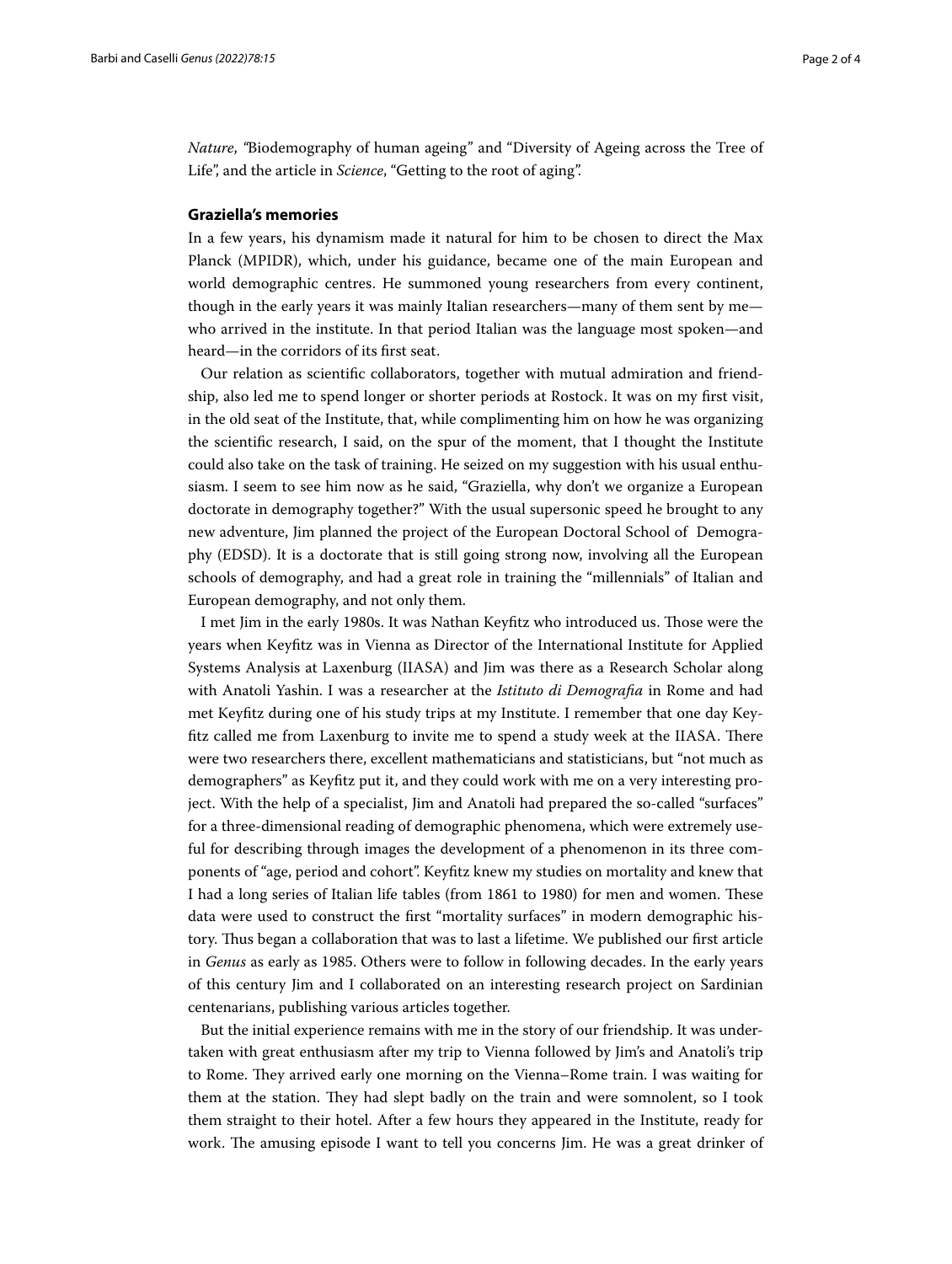*Nature*, "Biodemography of human ageing" and "Diversity of Ageing across the Tree of Life", and the article in *Science*, "Getting to the root of aging".

## Graziella's memories

In a few years, his dynamism made it natural for him to be chosen to direct the Max Planck (MPIDR), which, under his guidance, became one of the main European and world demographic centres. He summoned young researchers from every continent, though in the early years it was mainly Italian researchers—many of them sent by me—who arrived in the institute. In that period Italian was the language most spoken—and heard—in the corridors of its first seat.

Our relation as scientific collaborators, together with mutual admiration and friendship, also led me to spend longer or shorter periods at Rostock. It was on my first visit, in the old seat of the Institute, that, while complimenting him on how he was organizing the scientific research, I said, on the spur of the moment, that I thought the Institute could also take on the task of training. He seized on my suggestion with his usual enthusiasm. I seem to see him now as he said, "Graziella, why don't we organize a European doctorate in demography together?" With the usual supersonic speed he brought to any new adventure, Jim planned the project of the European Doctoral School of Demography (EDSD). It is a doctorate that is still going strong now, involving all the European schools of demography, and had a great role in training the "millennials" of Italian and European demography, and not only them.

I met Jim in the early 1980s. It was Nathan Keyfitz who introduced us. Those were the years when Keyfitz was in Vienna as Director of the International Institute for Applied Systems Analysis at Laxenburg (IIASA) and Jim was there as a Research Scholar along with Anatoli Yashin. I was a researcher at the *Istituto di Demografia* in Rome and had met Keyfitz during one of his study trips at my Institute. I remember that one day Keyfitz called me from Laxenburg to invite me to spend a study week at the IIASA. There were two researchers there, excellent mathematicians and statisticians, but "not much as demographers" as Keyfitz put it, and they could work with me on a very interesting project. With the help of a specialist, Jim and Anatoli had prepared the so-called "surfaces" for a three-dimensional reading of demographic phenomena, which were extremely useful for describing through images the development of a phenomenon in its three components of "age, period and cohort". Keyfitz knew my studies on mortality and knew that I had a long series of Italian life tables (from 1861 to 1980) for men and women. These data were used to construct the first "mortality surfaces" in modern demographic history. Thus began a collaboration that was to last a lifetime. We published our first article in *Genus* as early as 1985. Others were to follow in following decades. In the early years of this century Jim and I collaborated on an interesting research project on Sardinian centenarians, publishing various articles together.

But the initial experience remains with me in the story of our friendship. It was undertaken with great enthusiasm after my trip to Vienna followed by Jim's and Anatoli's trip to Rome. They arrived early one morning on the Vienna–Rome train. I was waiting for them at the station. They had slept badly on the train and were somnolent, so I took them straight to their hotel. After a few hours they appeared in the Institute, ready for work. The amusing episode I want to tell you concerns Jim. He was a great drinker of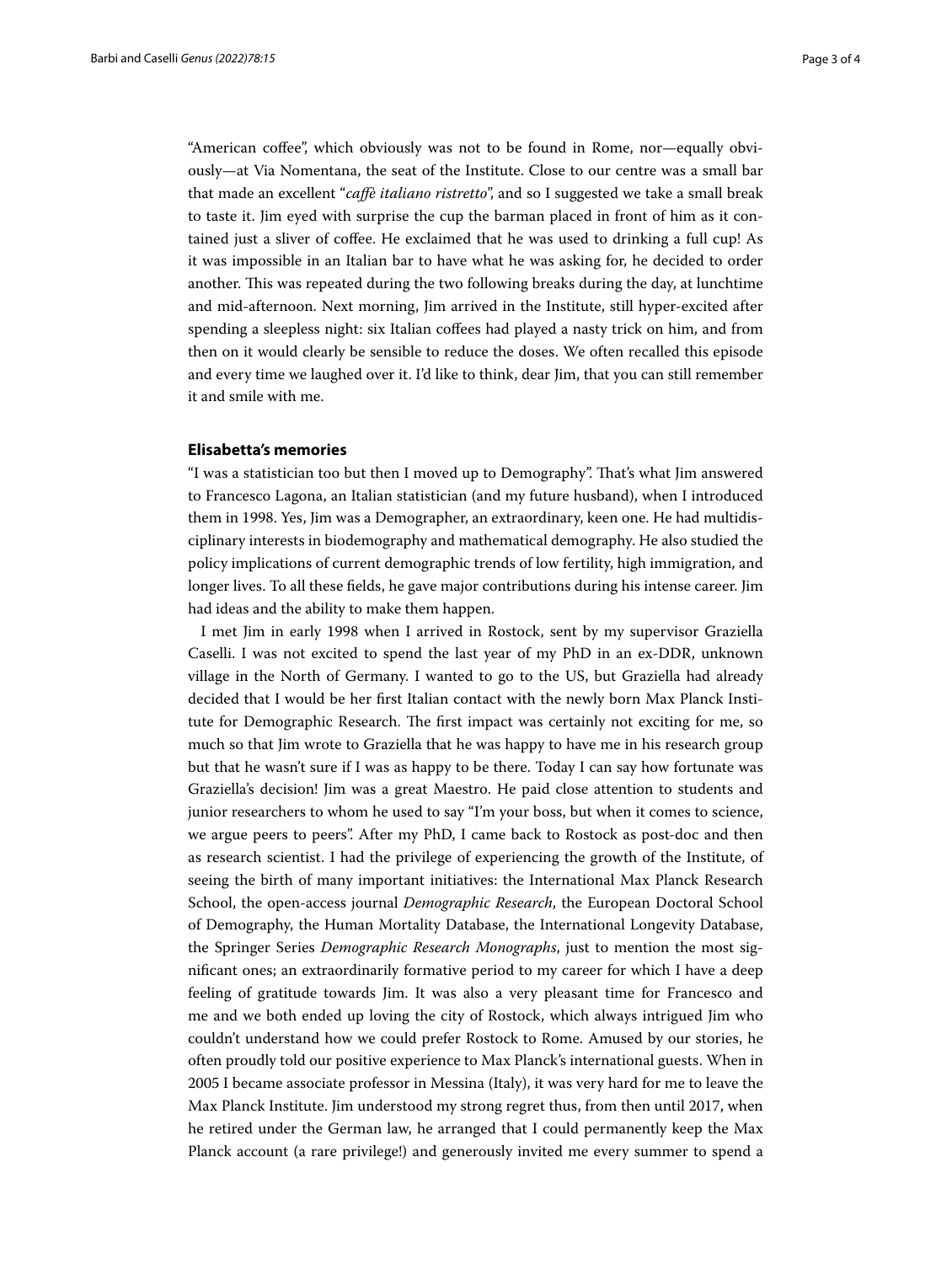"American coffee", which obviously was not to be found in Rome, nor—equally obviously—at Via Nomentana, the seat of the Institute. Close to our centre was a small bar that made an excellent "*caffè italiano ristretto*", and so I suggested we take a small break to taste it. Jim eyed with surprise the cup the barman placed in front of him as it contained just a sliver of coffee. He exclaimed that he was used to drinking a full cup! As it was impossible in an Italian bar to have what he was asking for, he decided to order another. This was repeated during the two following breaks during the day, at lunchtime and mid-afternoon. Next morning, Jim arrived in the Institute, still hyper-excited after spending a sleepless night: six Italian coffees had played a nasty trick on him, and from then on it would clearly be sensible to reduce the doses. We often recalled this episode and every time we laughed over it. I'd like to think, dear Jim, that you can still remember it and smile with me.

### Elisabetta's memories

"I was a statistician too but then I moved up to Demography". That's what Jim answered to Francesco Lagona, an Italian statistician (and my future husband), when I introduced them in 1998. Yes, Jim was a Demographer, an extraordinary, keen one. He had multidisciplinary interests in biodemography and mathematical demography. He also studied the policy implications of current demographic trends of low fertility, high immigration, and longer lives. To all these fields, he gave major contributions during his intense career. Jim had ideas and the ability to make them happen.

I met Jim in early 1998 when I arrived in Rostock, sent by my supervisor Graziella Caselli. I was not excited to spend the last year of my PhD in an ex-DDR, unknown village in the North of Germany. I wanted to go to the US, but Graziella had already decided that I would be her first Italian contact with the newly born Max Planck Institute for Demographic Research. The first impact was certainly not exciting for me, so much so that Jim wrote to Graziella that he was happy to have me in his research group but that he wasn't sure if I was as happy to be there. Today I can say how fortunate was Graziella's decision! Jim was a great Maestro. He paid close attention to students and junior researchers to whom he used to say "I'm your boss, but when it comes to science, we argue peers to peers". After my PhD, I came back to Rostock as post-doc and then as research scientist. I had the privilege of experiencing the growth of the Institute, of seeing the birth of many important initiatives: the International Max Planck Research School, the open-access journal *Demographic Research*, the European Doctoral School of Demography, the Human Mortality Database, the International Longevity Database, the Springer Series *Demographic Research Monographs*, just to mention the most significant ones; an extraordinarily formative period to my career for which I have a deep feeling of gratitude towards Jim. It was also a very pleasant time for Francesco and me and we both ended up loving the city of Rostock, which always intrigued Jim who couldn't understand how we could prefer Rostock to Rome. Amused by our stories, he often proudly told our positive experience to Max Planck's international guests. When in 2005 I became associate professor in Messina (Italy), it was very hard for me to leave the Max Planck Institute. Jim understood my strong regret thus, from then until 2017, when he retired under the German law, he arranged that I could permanently keep the Max Planck account (a rare privilege!) and generously invited me every summer to spend a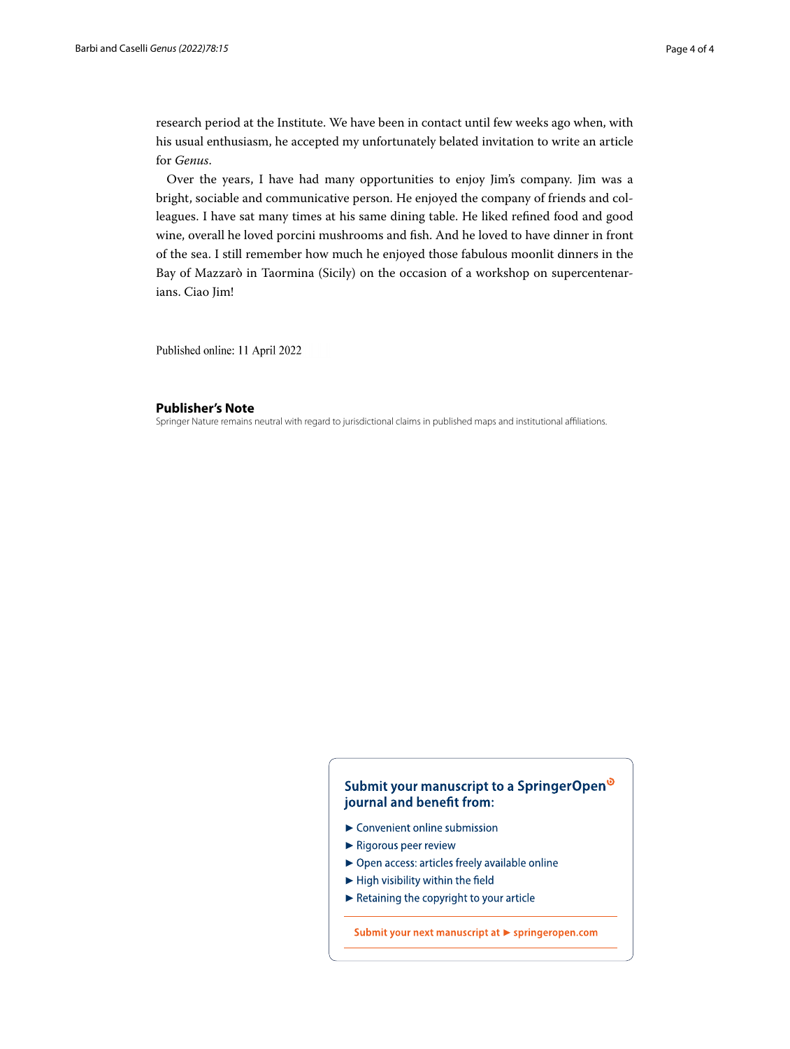research period at the Institute. We have been in contact until few weeks ago when, with his usual enthusiasm, he accepted my unfortunately belated invitation to write an article for *Genus*.

Over the years, I have had many opportunities to enjoy Jim's company. Jim was a bright, sociable and communicative person. He enjoyed the company of friends and colleagues. I have sat many times at his same dining table. He liked refined food and good wine, overall he loved porcini mushrooms and fish. And he loved to have dinner in front of the sea. I still remember how much he enjoyed those fabulous moonlit dinners in the Bay of Mazzarò in Taormina (Sicily) on the occasion of a workshop on supercentenarians. Ciao Jim!

Published online: 11 April 2022

**Publisher's Note**

Springer Nature remains neutral with regard to jurisdictional claims in published maps and institutional affiliations.

**Submit your manuscript to a SpringerOpen journal and benefit from:**

- ► Convenient online submission
- ► Rigorous peer review
- ► Open access: articles freely available online
- ► High visibility within the field
- ► Retaining the copyright to your article

**Submit your next manuscript at ► springeropen.com**